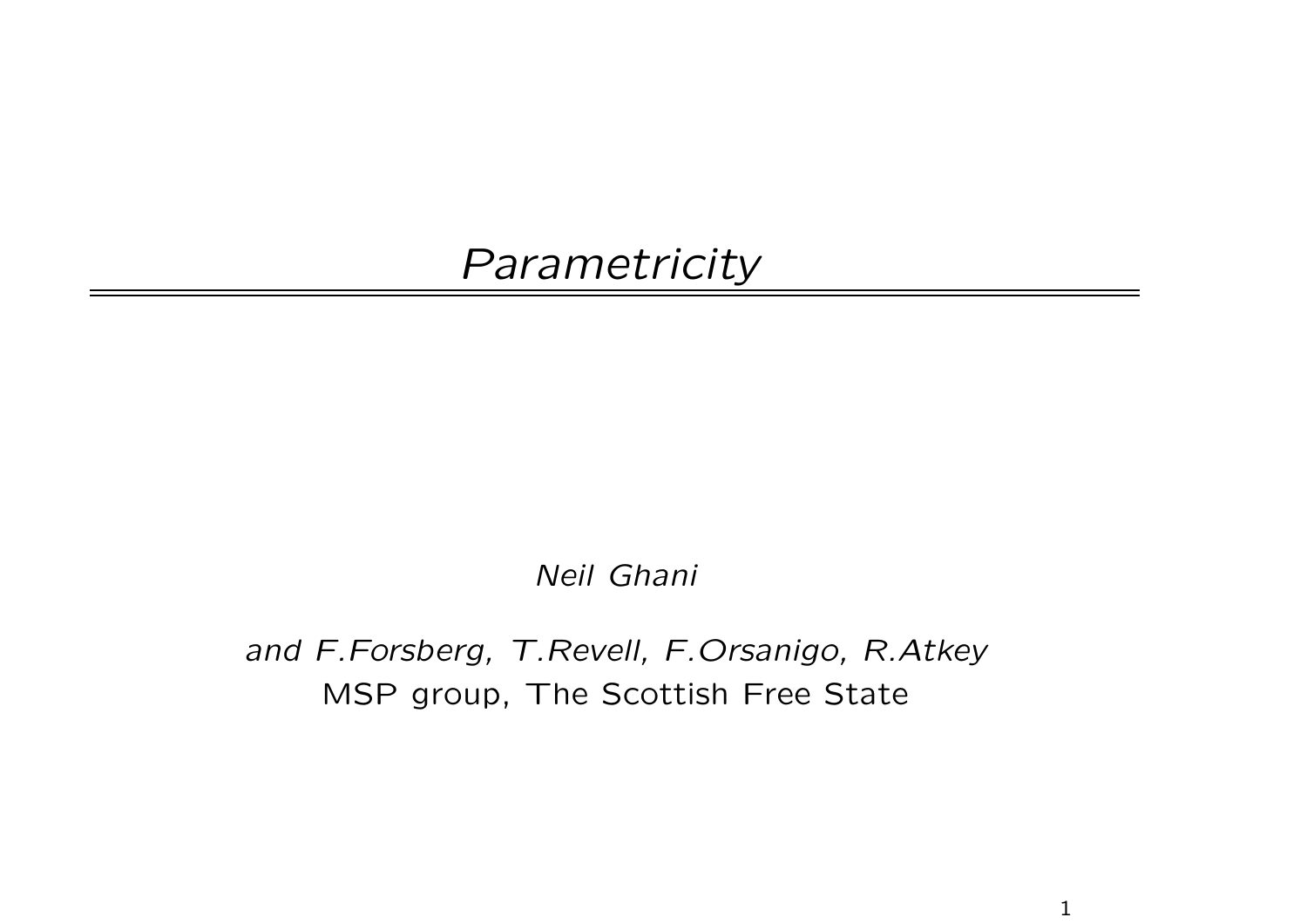# *Parametricity*

*Neil Ghani*

*and F.Forsberg, T.Revell, F.Orsanigo, R.Atkey*

MSP group, The Scottish Free State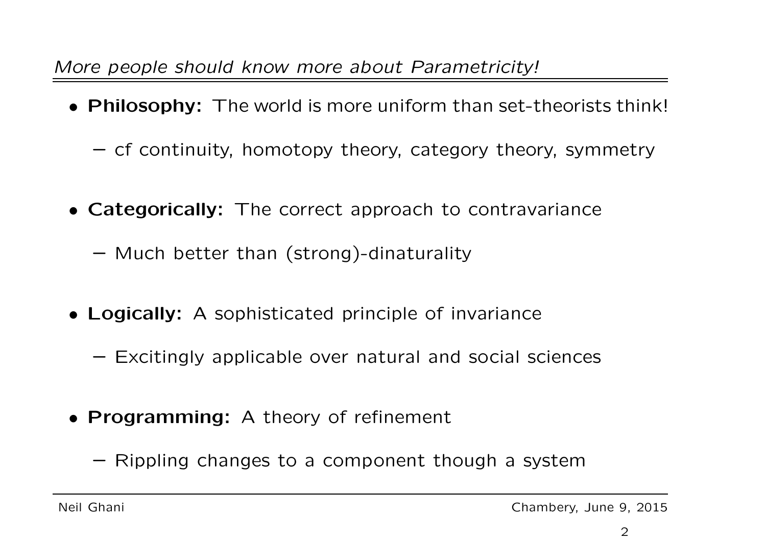## *More people should know more about Parametricity!*

- **Philosophy:** The world is more uniform than set-theorists think!
  - cf continuity, homotopy theory, category theory, symmetry
- **Categorically:** The correct approach to contravariance
  - Much better than (strong)-dinaturality
- **Logically:** A sophisticated principle of invariance
  - Excitingly applicable over natural and social sciences
- **Programming:** A theory of refinement
  - Rippling changes to a component though a system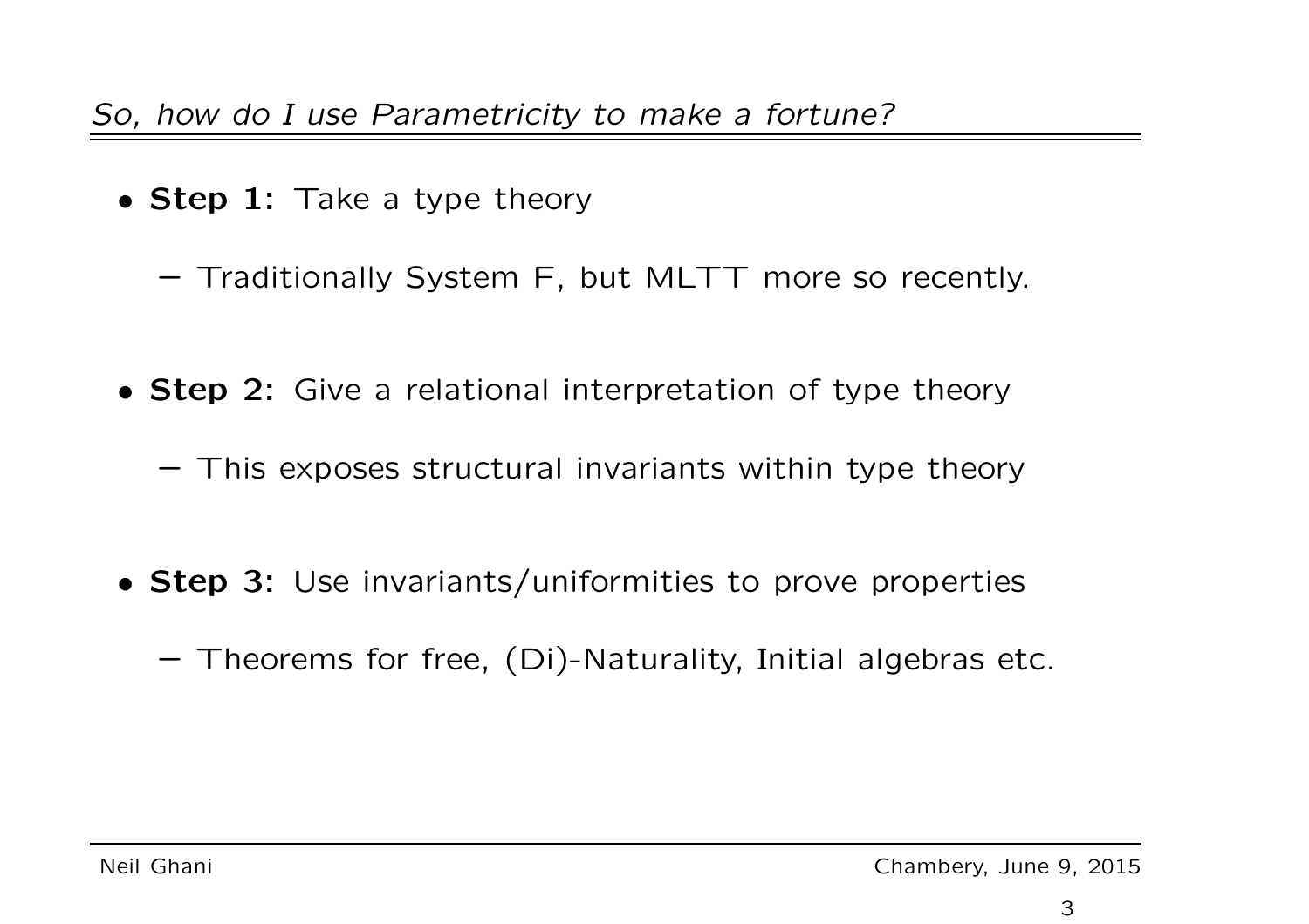## *So, how do I use Parametricity to make a fortune?*

- **Step 1:** Take a type theory
  - Traditionally System F, but MLTT more so recently.

- **Step 2:** Give a relational interpretation of type theory
  - This exposes structural invariants within type theory

- **Step 3:** Use invariants/uniformities to prove properties
  - Theorems for free, (Di)-Naturality, Initial algebras etc.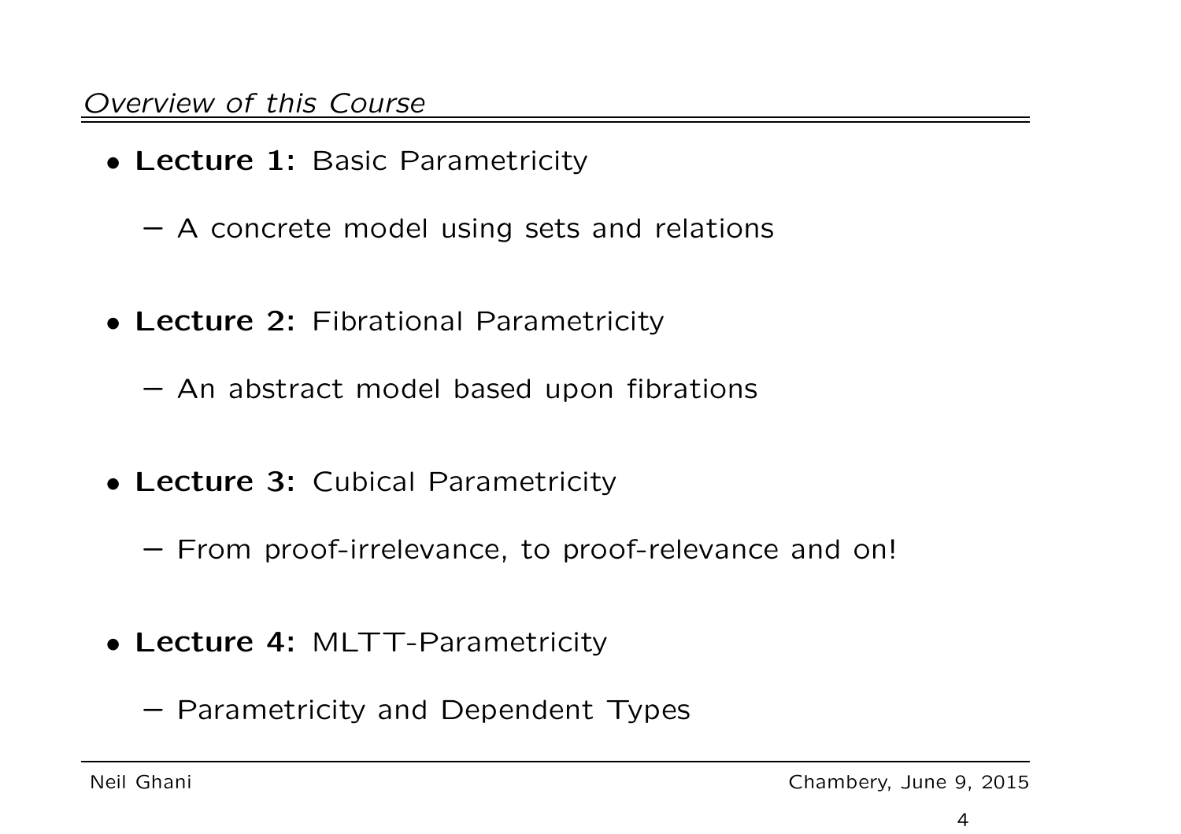## *Overview of this Course*

- **Lecture 1:** Basic Parametricity
  - A concrete model using sets and relations

- **Lecture 2:** Fibrational Parametricity
  - An abstract model based upon fibrations

- **Lecture 3:** Cubical Parametricity
  - From proof-irrelevance, to proof-relevance and on!

- **Lecture 4:** MLTT-Parametricity
  - Parametricity and Dependent Types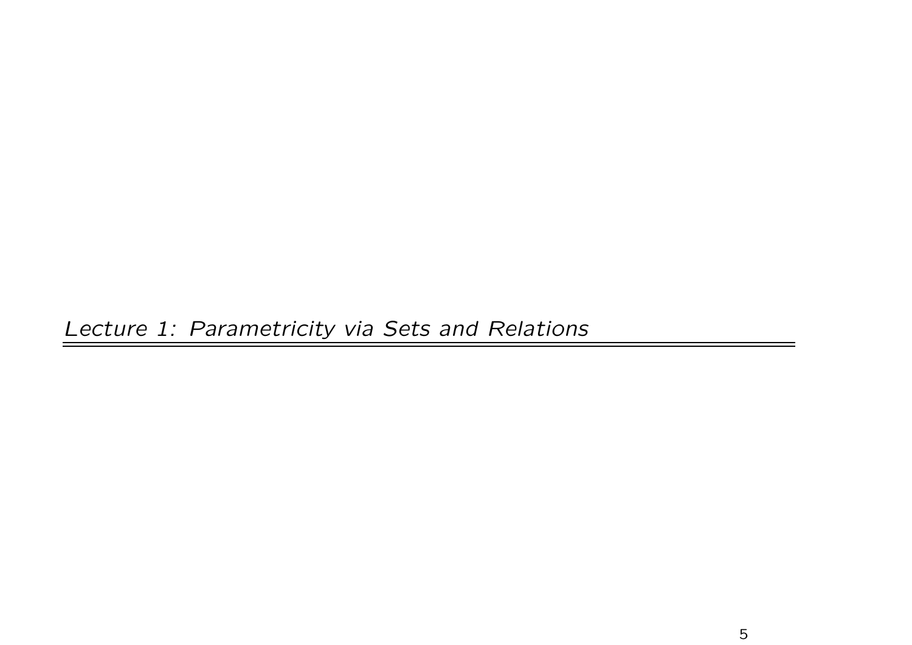# *Lecture 1: Parametricity via Sets and Relations*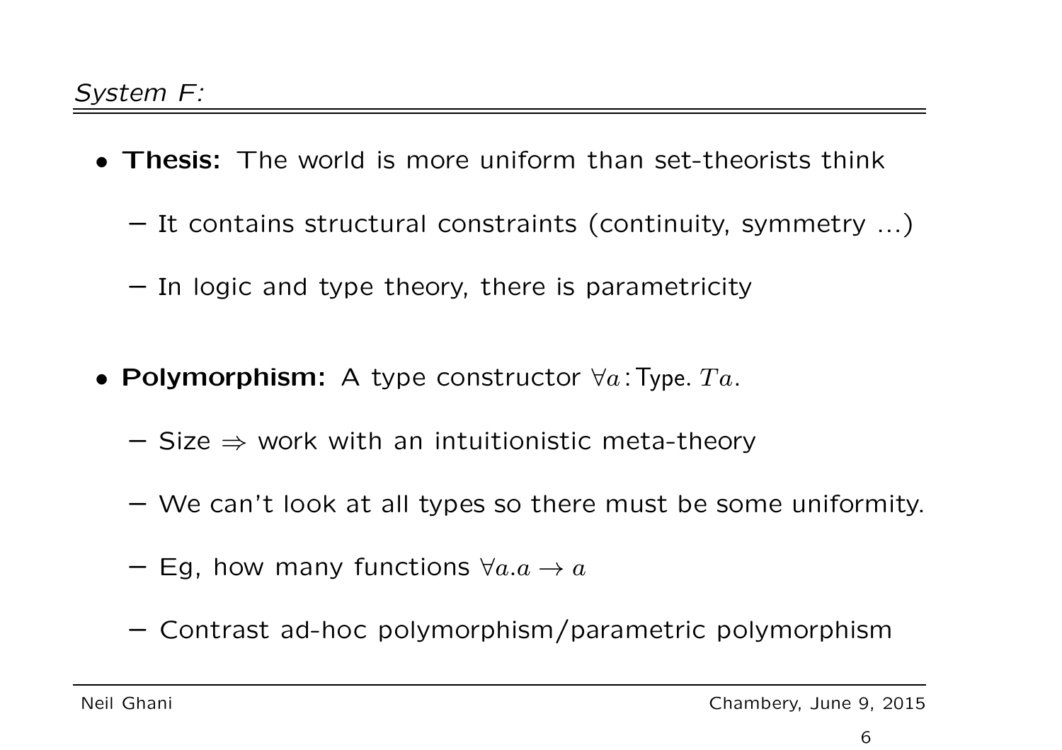## *System F:*

- **Thesis:** The world is more uniform than set-theorists think
  - It contains structural constraints (continuity, symmetry ...)
  - In logic and type theory, there is parametricity

- **Polymorphism:** A type constructor $\forall a : \mathsf{Type}.\, T a$.
  - Size $\Rightarrow$ work with an intuitionistic meta-theory
  - We can't look at all types so there must be some uniformity.
  - Eg, how many functions $\forall a. a \to a$
  - Contrast ad-hoc polymorphism/parametric polymorphism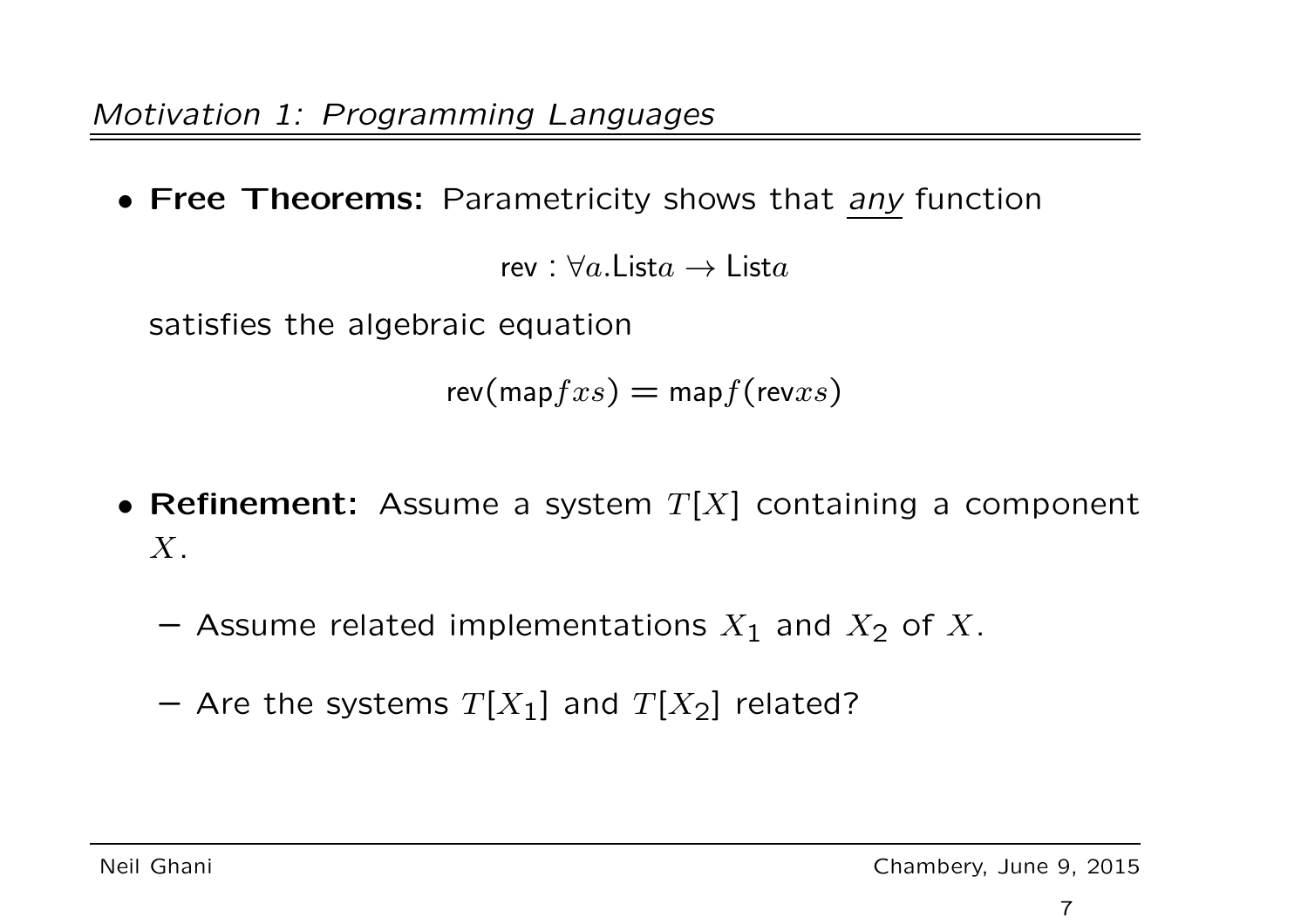## *Motivation 1: Programming Languages*

- **Free Theorems:** Parametricity shows that <u>*any*</u> function

  $$\mathsf{rev} : \forall a. \mathsf{List} a \to \mathsf{List} a$$

  satisfies the algebraic equation

  $$\mathsf{rev}(\mathsf{map} f xs) = \mathsf{map} f (\mathsf{rev} xs)$$

- **Refinement:** Assume a system $T[X]$ containing a component $X$.

  – Assume related implementations $X_1$ and $X_2$ of $X$.

  – Are the systems $T[X_1]$ and $T[X_2]$ related?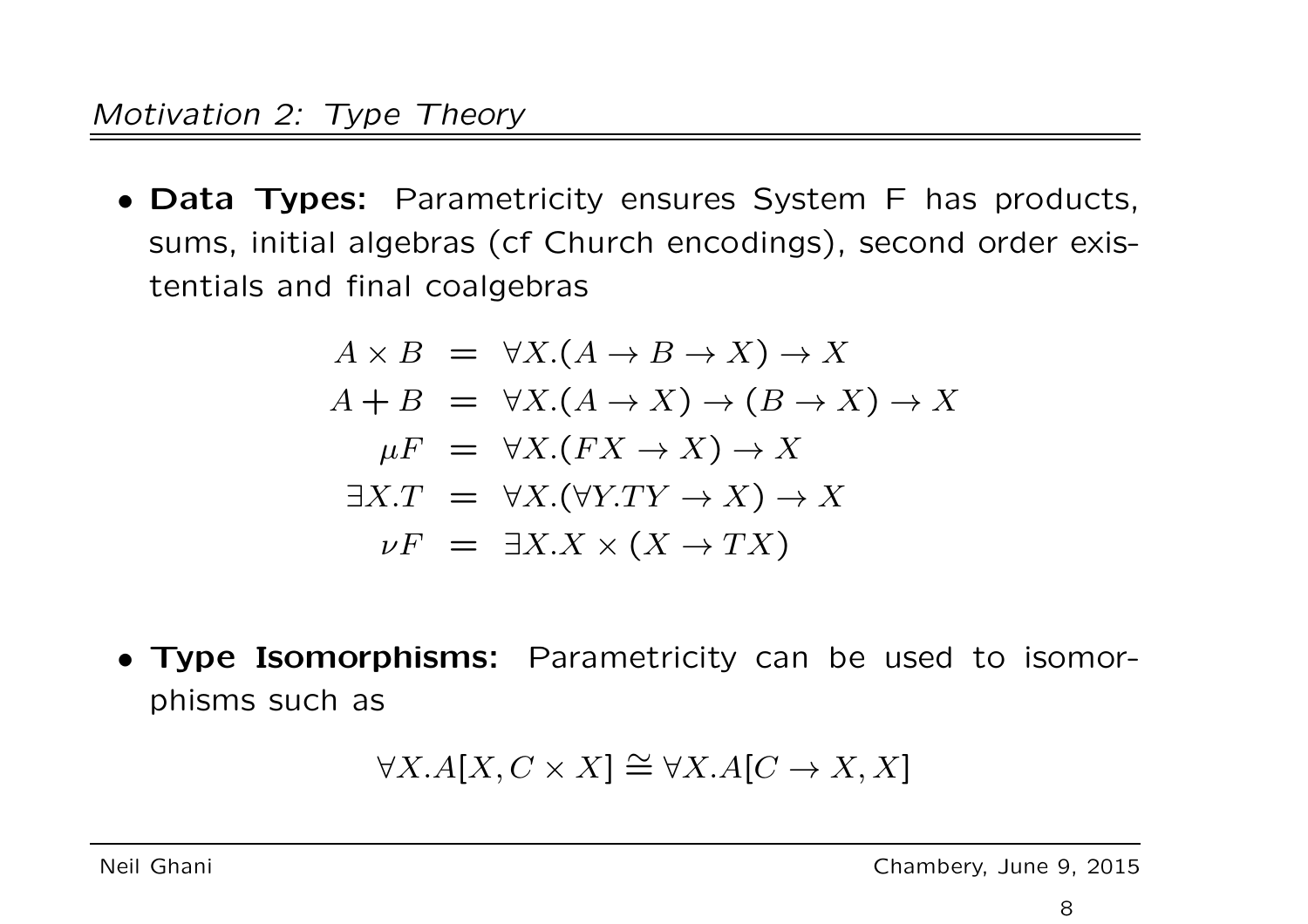## *Motivation 2: Type Theory*

- **Data Types:** Parametricity ensures System F has products, sums, initial algebras (cf Church encodings), second order existentials and final coalgebras

$$
\begin{aligned}
A \times B &= \forall X.(A \to B \to X) \to X \\
A + B &= \forall X.(A \to X) \to (B \to X) \to X \\
\mu F &= \forall X.(FX \to X) \to X \\
\exists X.T &= \forall X.(\forall Y.TY \to X) \to X \\
\nu F &= \exists X.X \times (X \to TX)
\end{aligned}
$$

- **Type Isomorphisms:** Parametricity can be used to isomorphisms such as

$$\forall X.A[X, C \times X] \cong \forall X.A[C \to X, X]$$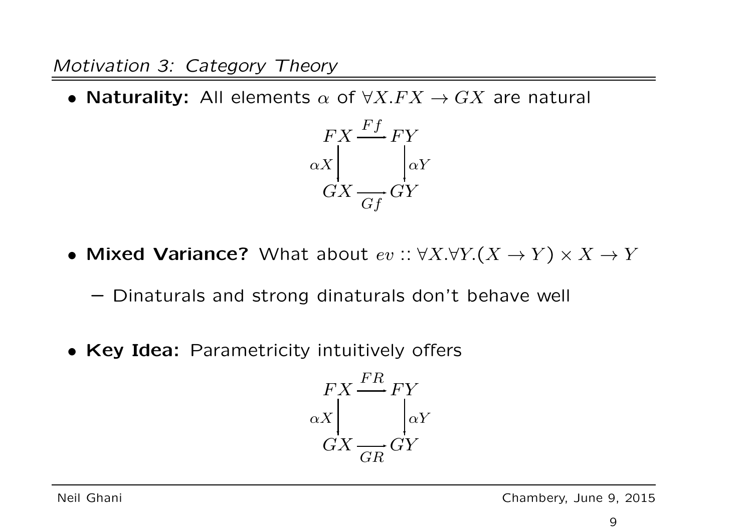*Motivation 3: Category Theory*

- **Naturality:** All elements $\alpha$ of $\forall X.FX \to GX$ are natural

$$\begin{array}{ccc} FX & \xrightarrow{Ff} & FY \\ {\scriptstyle \alpha X}\downarrow & & \downarrow{\scriptstyle \alpha Y} \\ GX & \xrightarrow[Gf]{} & GY \end{array}$$

- **Mixed Variance?** What about $ev :: \forall X.\forall Y.(X \to Y) \times X \to Y$
  - Dinaturals and strong dinaturals don't behave well

- **Key Idea:** Parametricity intuitively offers

$$\begin{array}{ccc} FX & \xrightarrow{FR} & FY \\ {\scriptstyle \alpha X}\downarrow & & \downarrow{\scriptstyle \alpha Y} \\ GX & \xrightarrow[GR]{} & GY \end{array}$$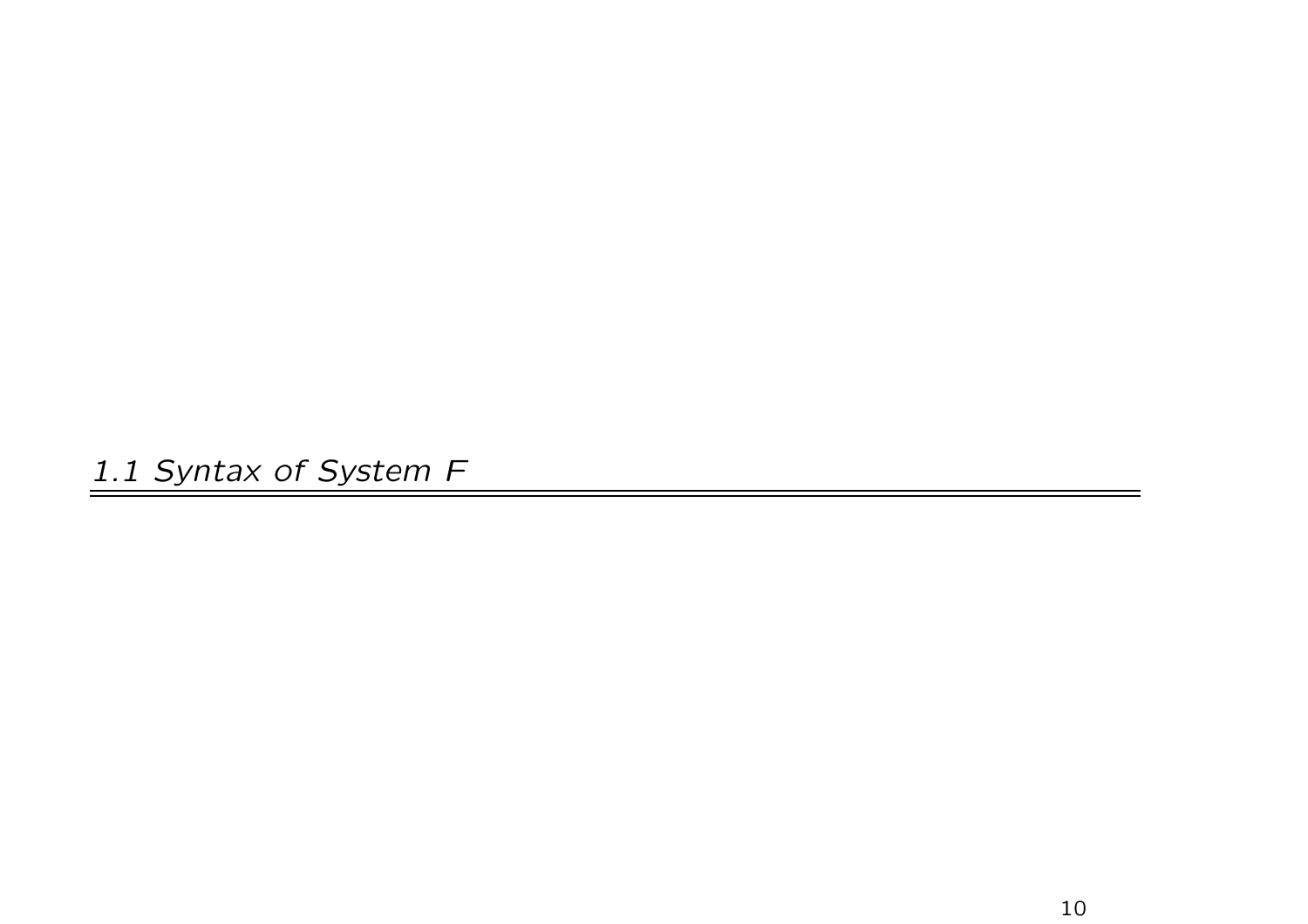## *1.1 Syntax of System F*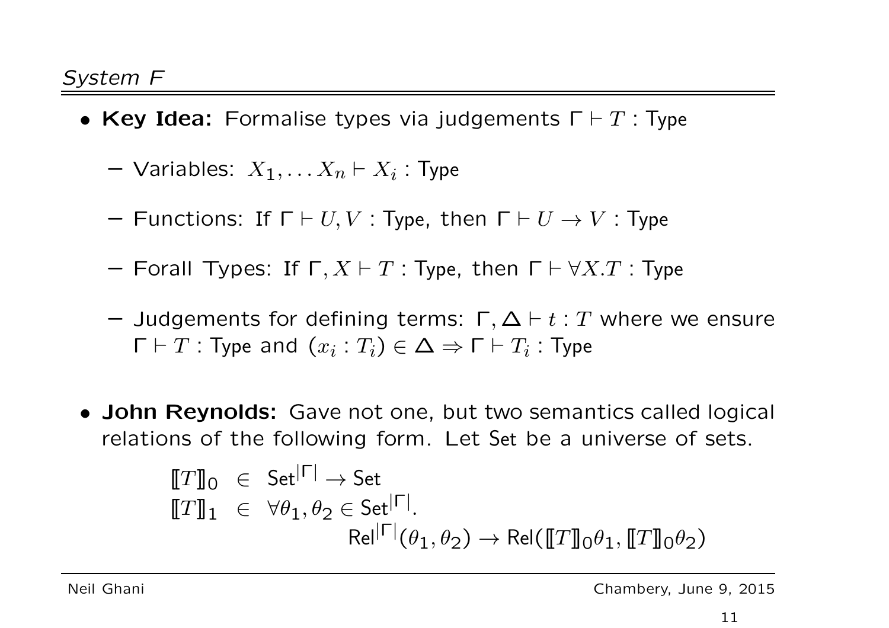## *System F*

- **Key Idea:** Formalise types via judgements $\Gamma \vdash T : \mathsf{Type}$
  - Variables: $X_1, \ldots X_n \vdash X_i : \mathsf{Type}$
  - Functions: If $\Gamma \vdash U, V : \mathsf{Type}$, then $\Gamma \vdash U \to V : \mathsf{Type}$
  - Forall Types: If $\Gamma, X \vdash T : \mathsf{Type}$, then $\Gamma \vdash \forall X.T : \mathsf{Type}$
  - Judgements for defining terms: $\Gamma, \Delta \vdash t : T$ where we ensure $\Gamma \vdash T : \mathsf{Type}$ and $(x_i : T_i) \in \Delta \Rightarrow \Gamma \vdash T_i : \mathsf{Type}$

- **John Reynolds:** Gave not one, but two semantics called logical relations of the following form. Let Set be a universe of sets.

$$
\begin{array}{lcl}
[\![T]\!]_0 & \in & \mathsf{Set}^{|\Gamma|} \to \mathsf{Set} \\
[\![T]\!]_1 & \in & \forall \theta_1, \theta_2 \in \mathsf{Set}^{|\Gamma|}. \\
 & & \qquad \mathsf{Rel}^{|\Gamma|}(\theta_1, \theta_2) \to \mathsf{Rel}([\![T]\!]_0 \theta_1, [\![T]\!]_0 \theta_2)
\end{array}
$$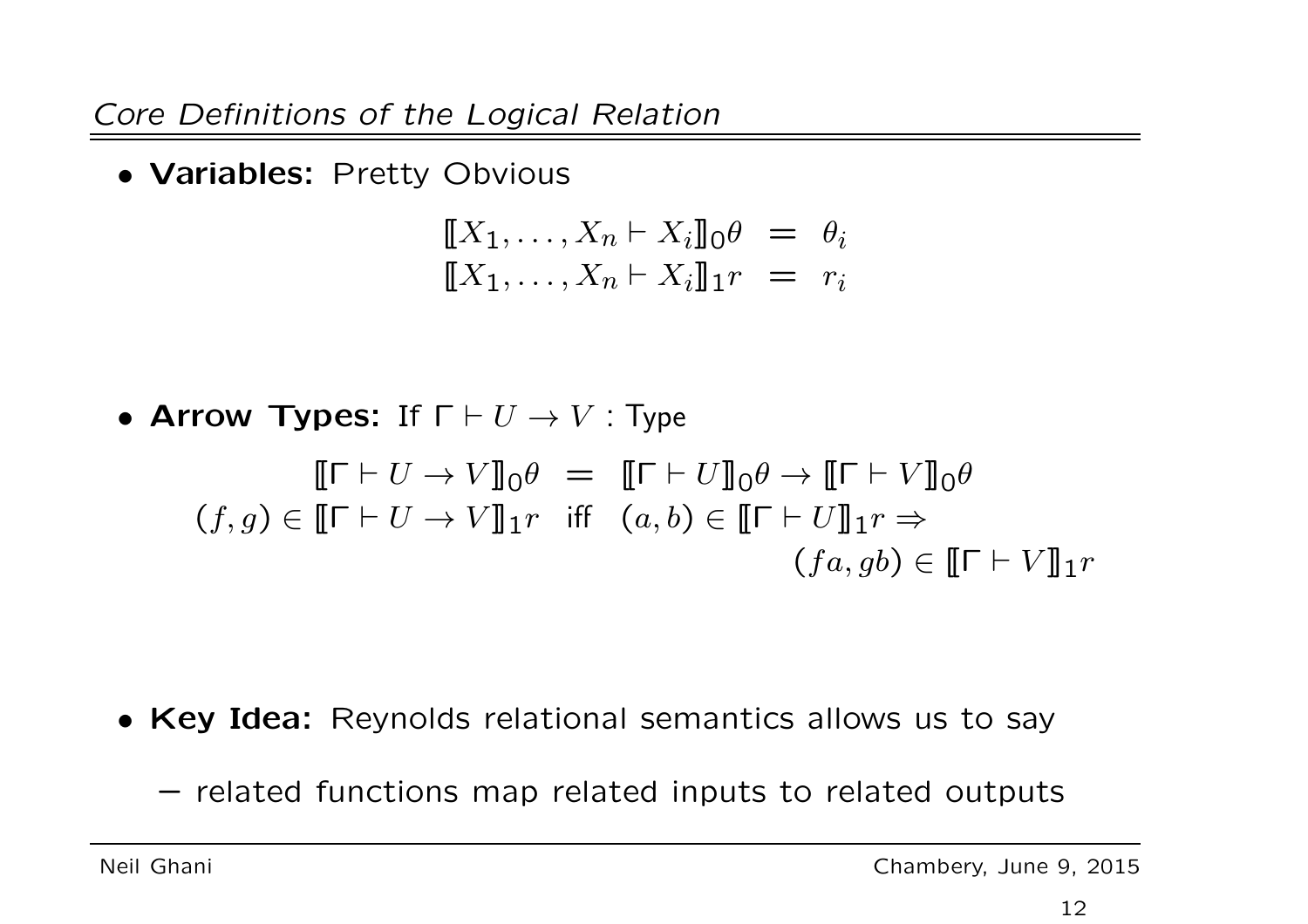*Core Definitions of the Logical Relation*

- **Variables:** Pretty Obvious

$$
\begin{array}{rcl}
[\![X_1, \ldots, X_n \vdash X_i]\!]_0 \theta & = & \theta_i \\
[\![X_1, \ldots, X_n \vdash X_i]\!]_1 r & = & r_i
\end{array}
$$

- **Arrow Types:** If $\Gamma \vdash U \to V : \mathsf{Type}$

$$
\begin{array}{rcl}
[\![\Gamma \vdash U \to V]\!]_0 \theta & = & [\![\Gamma \vdash U]\!]_0 \theta \to [\![\Gamma \vdash V]\!]_0 \theta \\
(f, g) \in [\![\Gamma \vdash U \to V]\!]_1 r & \text{iff} & (a, b) \in [\![\Gamma \vdash U]\!]_1 r \Rightarrow \\
& & \qquad (fa, gb) \in [\![\Gamma \vdash V]\!]_1 r
\end{array}
$$

- **Key Idea:** Reynolds relational semantics allows us to say
  - related functions map related inputs to related outputs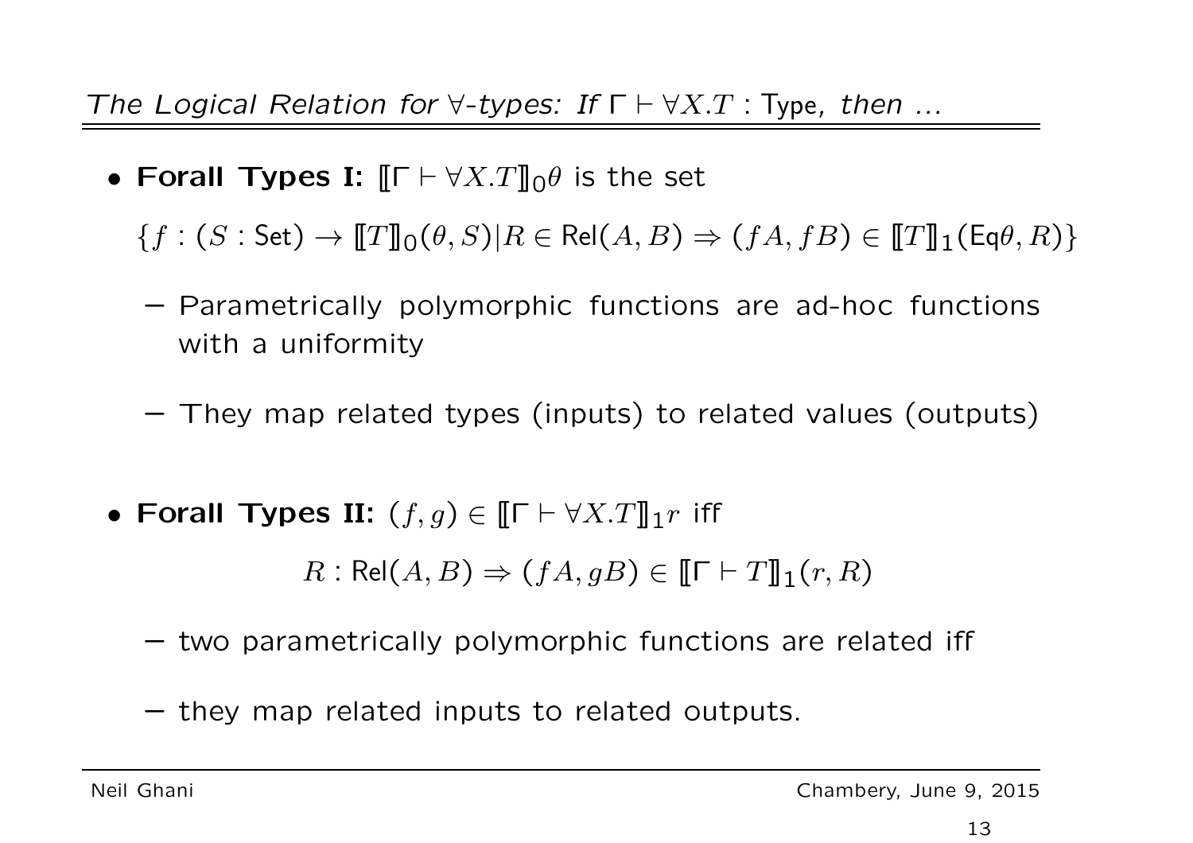## *The Logical Relation for ∀-types: If $\Gamma \vdash \forall X.T : \mathsf{Type}$, then ...*

- **Forall Types I:** $[\![\Gamma \vdash \forall X.T]\!]_0\theta$ is the set

  $\{f : (S : \mathsf{Set}) \to [\![T]\!]_0(\theta, S) | R \in \mathsf{Rel}(A, B) \Rightarrow (fA, fB) \in [\![T]\!]_1(\mathsf{Eq}\theta, R)\}$

  - Parametrically polymorphic functions are ad-hoc functions with a uniformity
  - They map related types (inputs) to related values (outputs)

- **Forall Types II:** $(f, g) \in [\![\Gamma \vdash \forall X.T]\!]_1 r$ iff

  $$R : \mathsf{Rel}(A, B) \Rightarrow (fA, gB) \in [\![\Gamma \vdash T]\!]_1(r, R)$$

  - two parametrically polymorphic functions are related iff
  - they map related inputs to related outputs.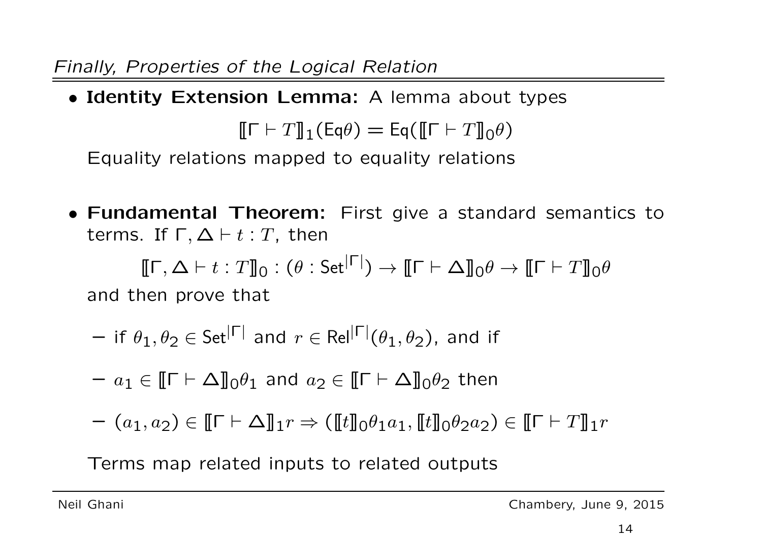*Finally, Properties of the Logical Relation*

- **Identity Extension Lemma:** A lemma about types

  $$[\![\Gamma \vdash T]\!]_1(\mathsf{Eq}\theta) = \mathsf{Eq}([\![\Gamma \vdash T]\!]_0\theta)$$

  Equality relations mapped to equality relations

- **Fundamental Theorem:** First give a standard semantics to terms. If $\Gamma, \Delta \vdash t : T$, then

  $$[\![\Gamma, \Delta \vdash t : T]\!]_0 : (\theta : \mathsf{Set}^{|\Gamma|}) \to [\![\Gamma \vdash \Delta]\!]_0\theta \to [\![\Gamma \vdash T]\!]_0\theta$$

  and then prove that

  - if $\theta_1, \theta_2 \in \mathsf{Set}^{|\Gamma|}$ and $r \in \mathsf{Rel}^{|\Gamma|}(\theta_1, \theta_2)$, and if
  - $a_1 \in [\![\Gamma \vdash \Delta]\!]_0\theta_1$ and $a_2 \in [\![\Gamma \vdash \Delta]\!]_0\theta_2$ then
  - $(a_1, a_2) \in [\![\Gamma \vdash \Delta]\!]_1 r \Rightarrow ([\![t]\!]_0\theta_1 a_1, [\![t]\!]_0\theta_2 a_2) \in [\![\Gamma \vdash T]\!]_1 r$

  Terms map related inputs to related outputs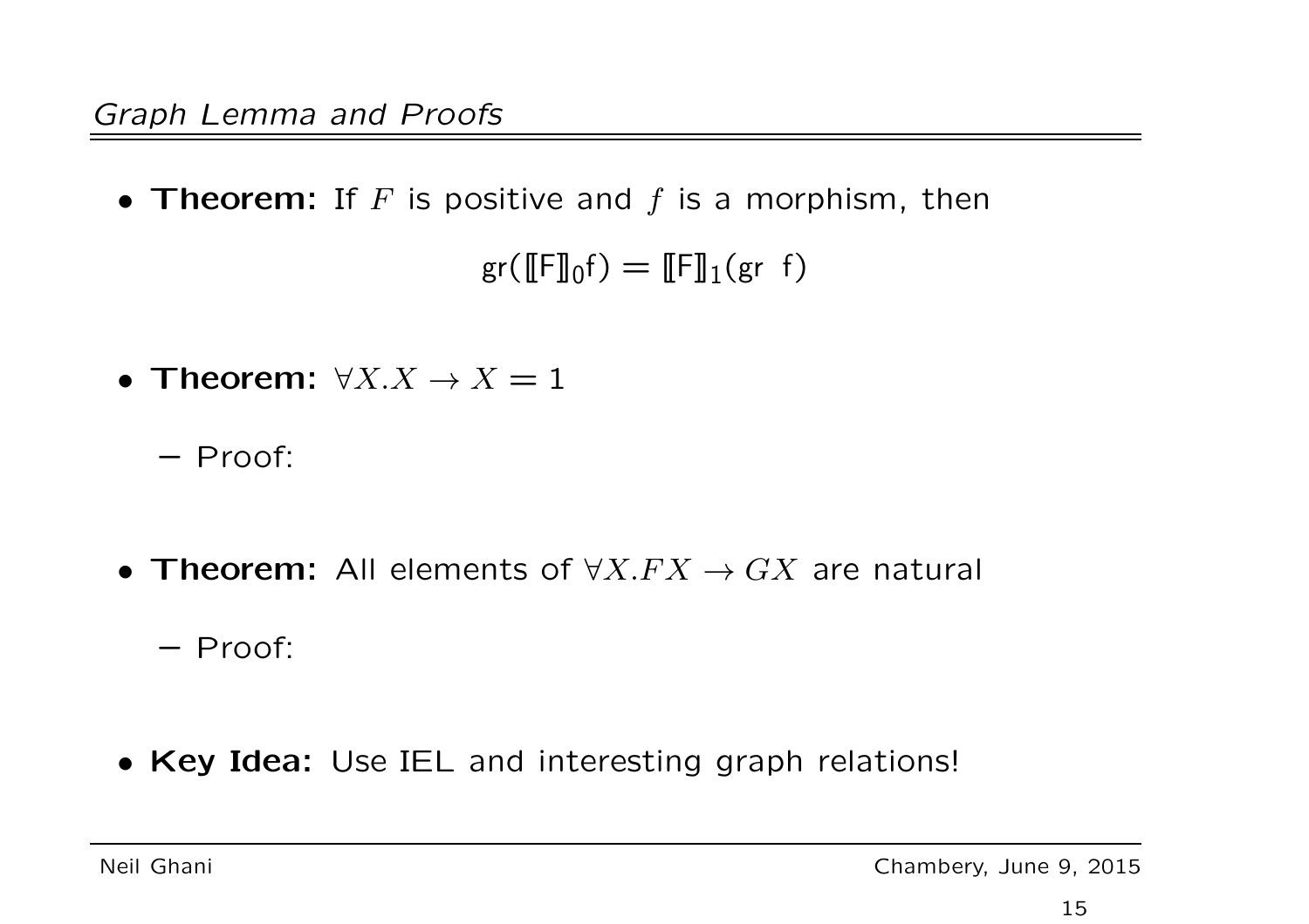## *Graph Lemma and Proofs*

- **Theorem:** If $F$ is positive and $f$ is a morphism, then

$$\mathsf{gr}(\llbracket \mathsf{F} \rrbracket_0 \mathsf{f}) = \llbracket \mathsf{F} \rrbracket_1 (\mathsf{gr}\ \ \mathsf{f})$$

- **Theorem:** $\forall X.X \to X = 1$

  - Proof:

- **Theorem:** All elements of $\forall X.FX \to GX$ are natural

  - Proof:

- **Key Idea:** Use IEL and interesting graph relations!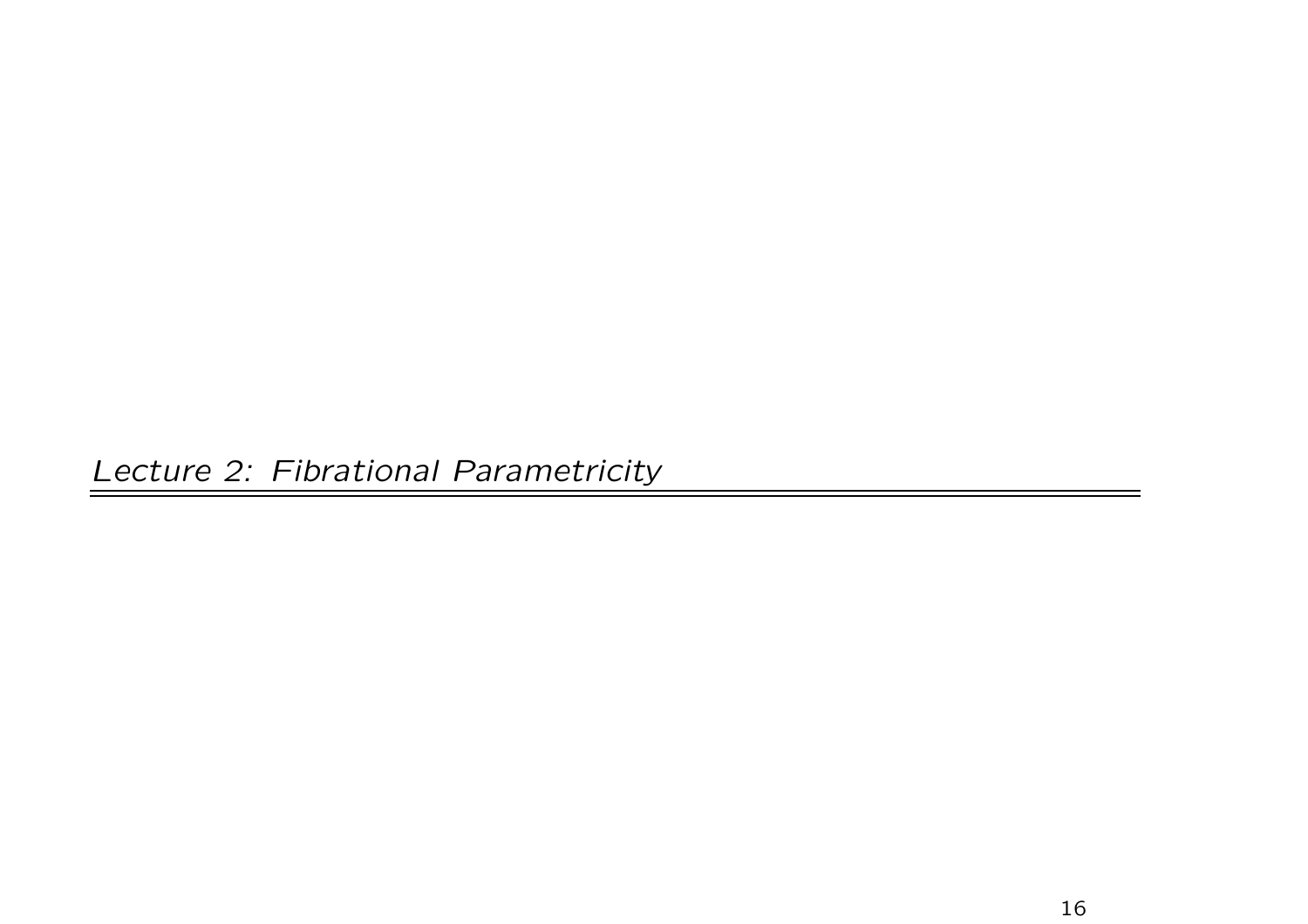## *Lecture 2: Fibrational Parametricity*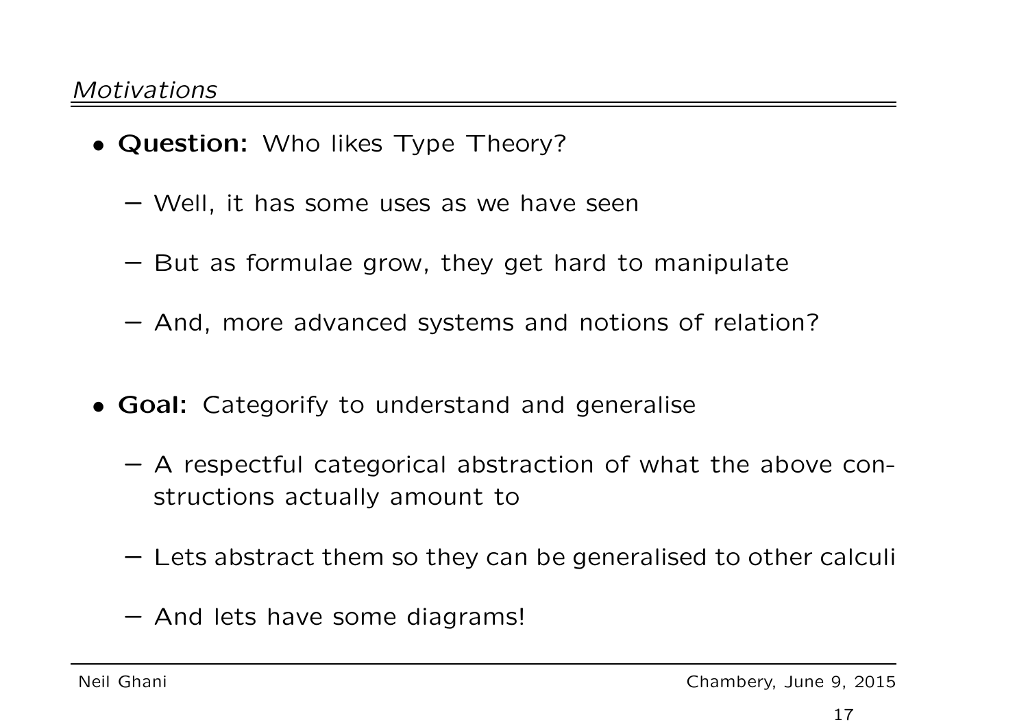## *Motivations*

- **Question:** Who likes Type Theory?
  - Well, it has some uses as we have seen
  - But as formulae grow, they get hard to manipulate
  - And, more advanced systems and notions of relation?

- **Goal:** Categorify to understand and generalise
  - A respectful categorical abstraction of what the above constructions actually amount to
  - Lets abstract them so they can be generalised to other calculi
  - And lets have some diagrams!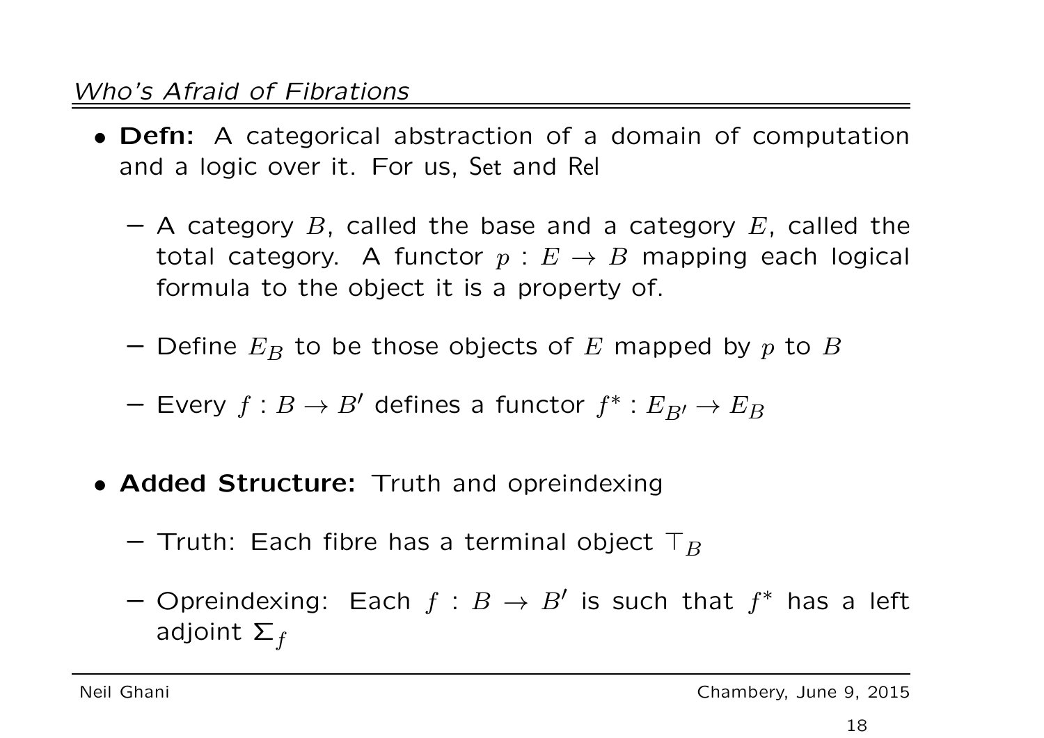## *Who's Afraid of Fibrations*

- **Defn:** A categorical abstraction of a domain of computation and a logic over it. For us, Set and Rel
  - A category $B$, called the base and a category $E$, called the total category. A functor $p : E \to B$ mapping each logical formula to the object it is a property of.
  - Define $E_B$ to be those objects of $E$ mapped by $p$ to $B$
  - Every $f : B \to B'$ defines a functor $f^* : E_{B'} \to E_B$

- **Added Structure:** Truth and opreindexing
  - Truth: Each fibre has a terminal object $\top_B$
  - Opreindexing: Each $f : B \to B'$ is such that $f^*$ has a left adjoint $\Sigma_f$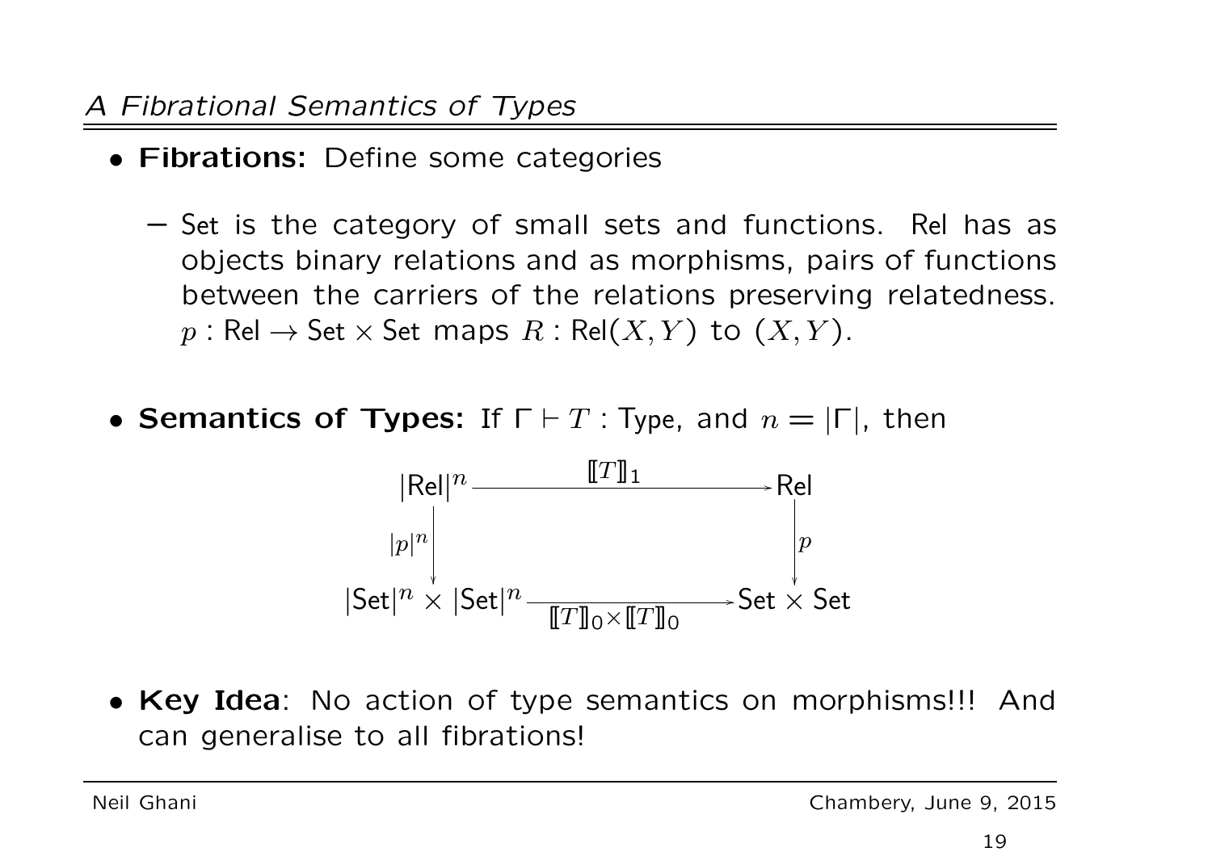## *A Fibrational Semantics of Types*

- **Fibrations:** Define some categories
  - Set is the category of small sets and functions. Rel has as objects binary relations and as morphisms, pairs of functions between the carriers of the relations preserving relatedness. $p : \mathsf{Rel} \to \mathsf{Set} \times \mathsf{Set}$ maps $R : \mathsf{Rel}(X, Y)$ to $(X, Y)$.

- **Semantics of Types:** If $\Gamma \vdash T : \mathsf{Type}$, and $n = |\Gamma|$, then

$$
\begin{array}{ccc}
|\mathsf{Rel}|^n & \xrightarrow{\quad [\![T]\!]_1 \quad} & \mathsf{Rel} \\
{\scriptstyle |p|^n}\downarrow & & \downarrow{\scriptstyle p} \\
|\mathsf{Set}|^n \times |\mathsf{Set}|^n & \xrightarrow[{[\![T]\!]_0 \times [\![T]\!]_0}]{} & \mathsf{Set} \times \mathsf{Set}
\end{array}
$$

- **Key Idea**: No action of type semantics on morphisms!!! And can generalise to all fibrations!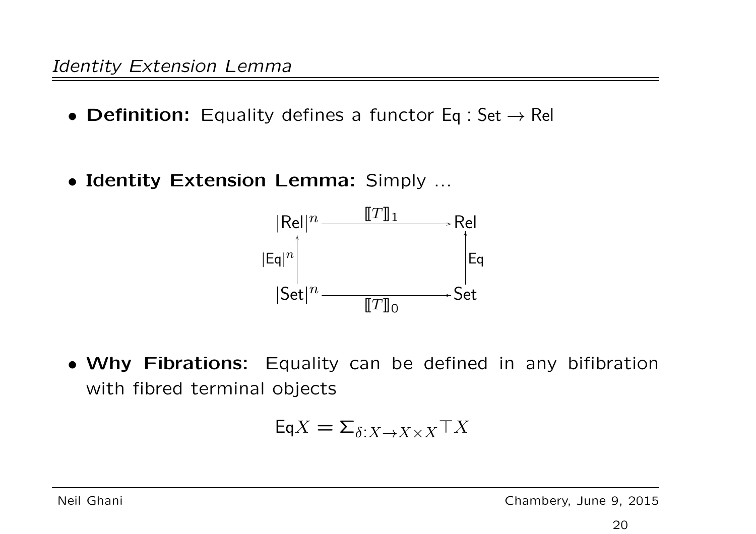## *Identity Extension Lemma*

- **Definition:** Equality defines a functor $\mathsf{Eq} : \mathsf{Set} \to \mathsf{Rel}$

- **Identity Extension Lemma:** Simply ...

$$
\begin{array}{ccc}
|\mathsf{Rel}|^n & \xrightarrow{\;[\![T]\!]_1\;} & \mathsf{Rel} \\
\uparrow{\scriptstyle |\mathsf{Eq}|^n} & & \uparrow{\scriptstyle \mathsf{Eq}} \\
|\mathsf{Set}|^n & \xrightarrow[\;[\![T]\!]_0\;]{} & \mathsf{Set}
\end{array}
$$

- **Why Fibrations:** Equality can be defined in any bifibration with fibred terminal objects

$$\mathsf{Eq}X = \Sigma_{\delta : X \to X \times X} \top X$$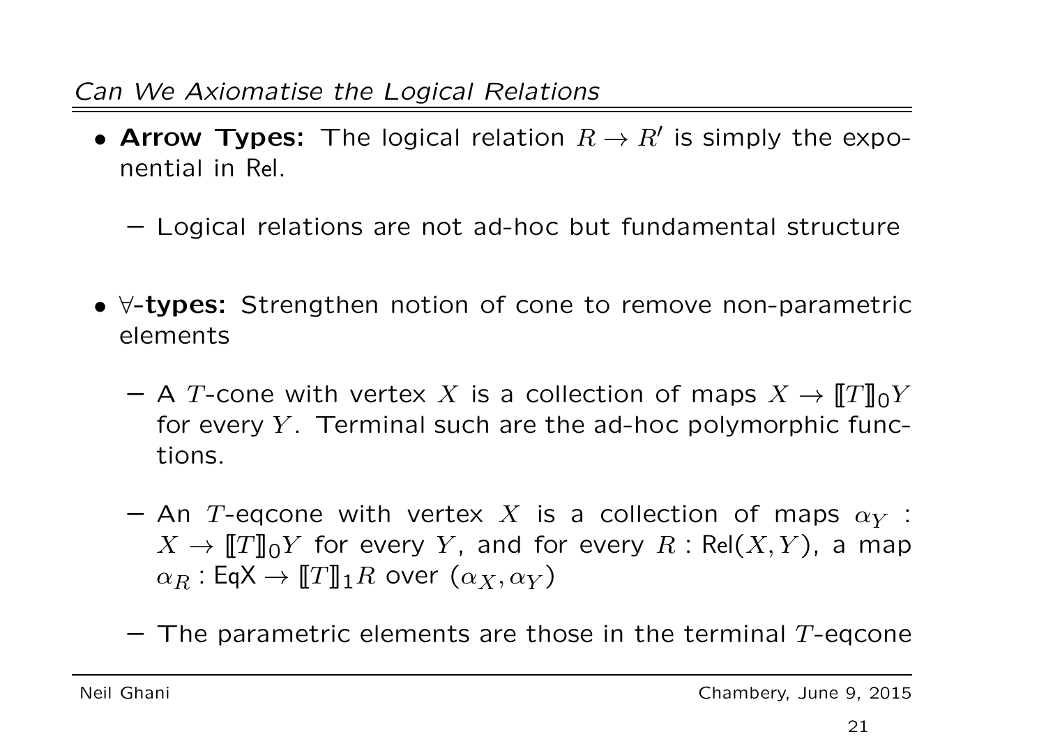## *Can We Axiomatise the Logical Relations*

- **Arrow Types:** The logical relation $R \to R'$ is simply the exponential in Rel.
  - Logical relations are not ad-hoc but fundamental structure

- $\forall$**-types:** Strengthen notion of cone to remove non-parametric elements
  - A $T$-cone with vertex $X$ is a collection of maps $X \to [\![T]\!]_0 Y$ for every $Y$. Terminal such are the ad-hoc polymorphic functions.
  - An $T$-eqcone with vertex $X$ is a collection of maps $\alpha_Y : X \to [\![T]\!]_0 Y$ for every $Y$, and for every $R : \mathsf{Rel}(X, Y)$, a map $\alpha_R : \mathsf{EqX} \to [\![T]\!]_1 R$ over $(\alpha_X, \alpha_Y)$
  - The parametric elements are those in the terminal $T$-eqcone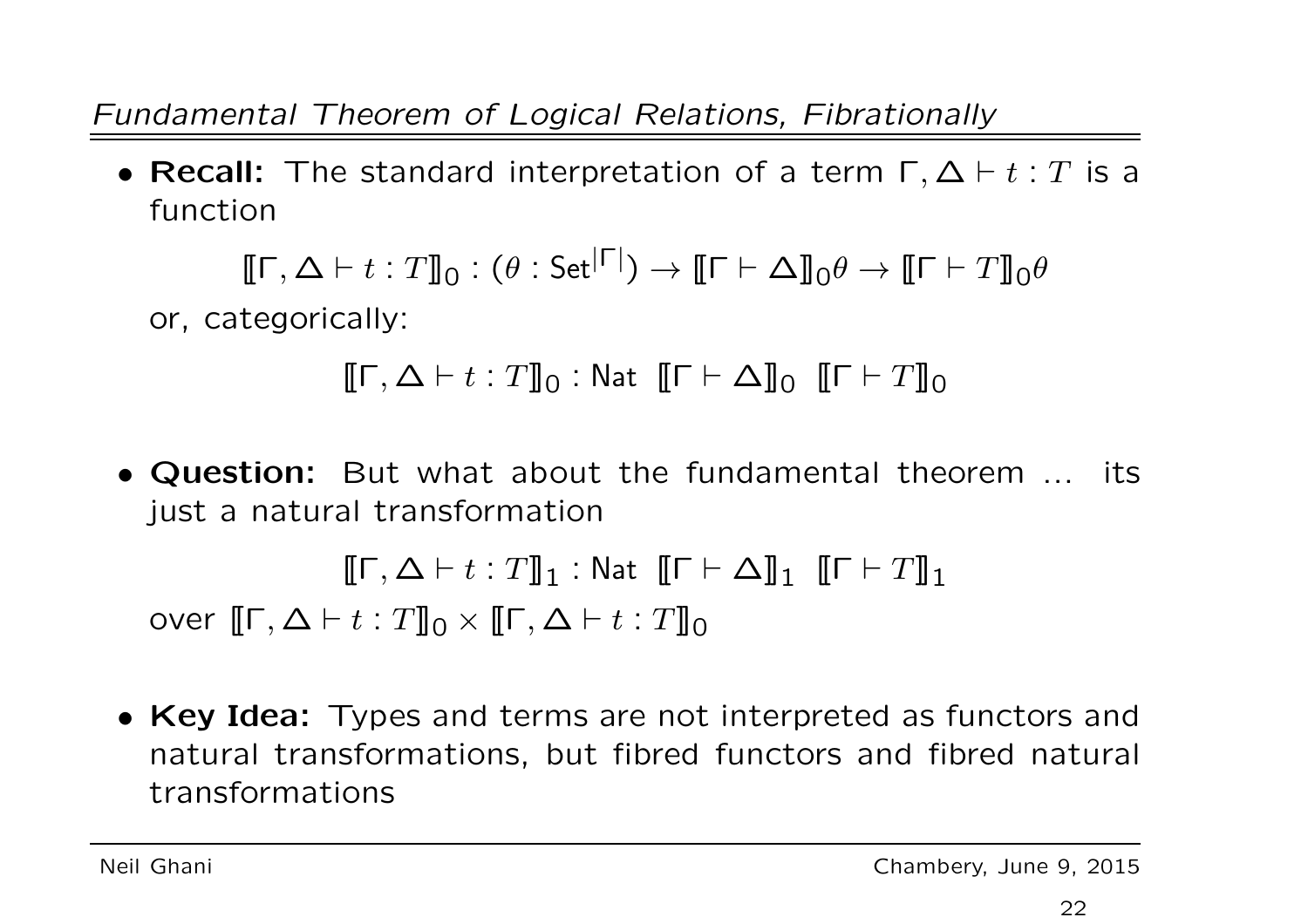## *Fundamental Theorem of Logical Relations, Fibrationally*

- **Recall:** The standard interpretation of a term $\Gamma, \Delta \vdash t : T$ is a function

$$[\![\Gamma, \Delta \vdash t : T]\!]_0 : (\theta : \mathsf{Set}^{|\Gamma|}) \to [\![\Gamma \vdash \Delta]\!]_0 \theta \to [\![\Gamma \vdash T]\!]_0 \theta$$

or, categorically:

$$[\![\Gamma, \Delta \vdash t : T]\!]_0 : \mathsf{Nat}\ \ [\![\Gamma \vdash \Delta]\!]_0\ \ [\![\Gamma \vdash T]\!]_0$$

- **Question:** But what about the fundamental theorem ... its just a natural transformation

$$[\![\Gamma, \Delta \vdash t : T]\!]_1 : \mathsf{Nat}\ \ [\![\Gamma \vdash \Delta]\!]_1\ \ [\![\Gamma \vdash T]\!]_1$$

over $[\![\Gamma, \Delta \vdash t : T]\!]_0 \times [\![\Gamma, \Delta \vdash t : T]\!]_0$

- **Key Idea:** Types and terms are not interpreted as functors and natural transformations, but fibred functors and fibred natural transformations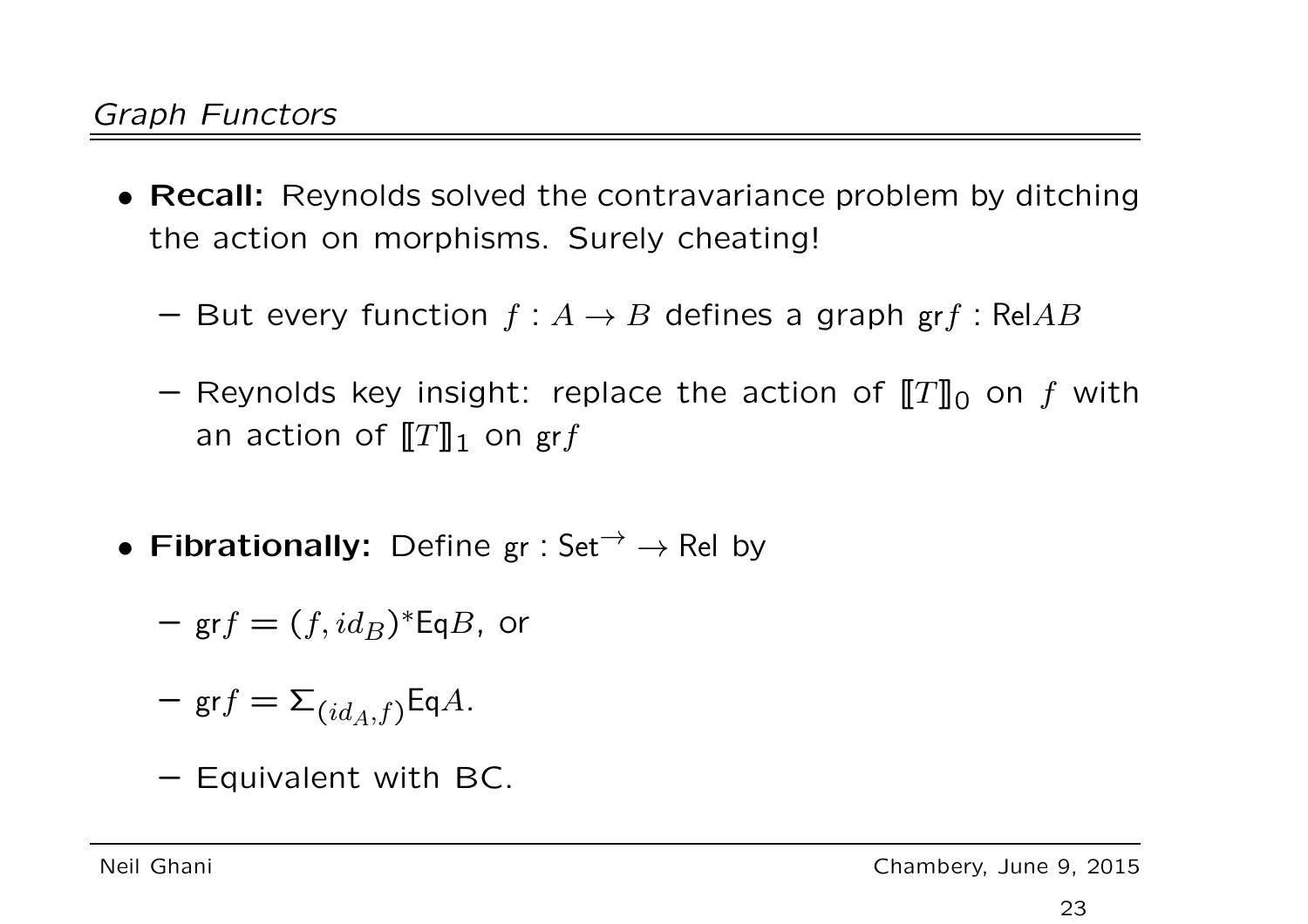## *Graph Functors*

- **Recall:** Reynolds solved the contravariance problem by ditching the action on morphisms. Surely cheating!
  - But every function $f : A \to B$ defines a graph $\mathsf{gr}f : \mathsf{Rel}AB$
  - Reynolds key insight: replace the action of $[\![T]\!]_0$ on $f$ with an action of $[\![T]\!]_1$ on $\mathsf{gr}f$

- **Fibrationally:** Define $\mathsf{gr} : \mathsf{Set}^{\rightarrow} \to \mathsf{Rel}$ by
  - $\mathsf{gr}f = (f, id_B)^{*}\mathsf{Eq}B$, or
  - $\mathsf{gr}f = \Sigma_{(id_A, f)}\mathsf{Eq}A$.
  - Equivalent with BC.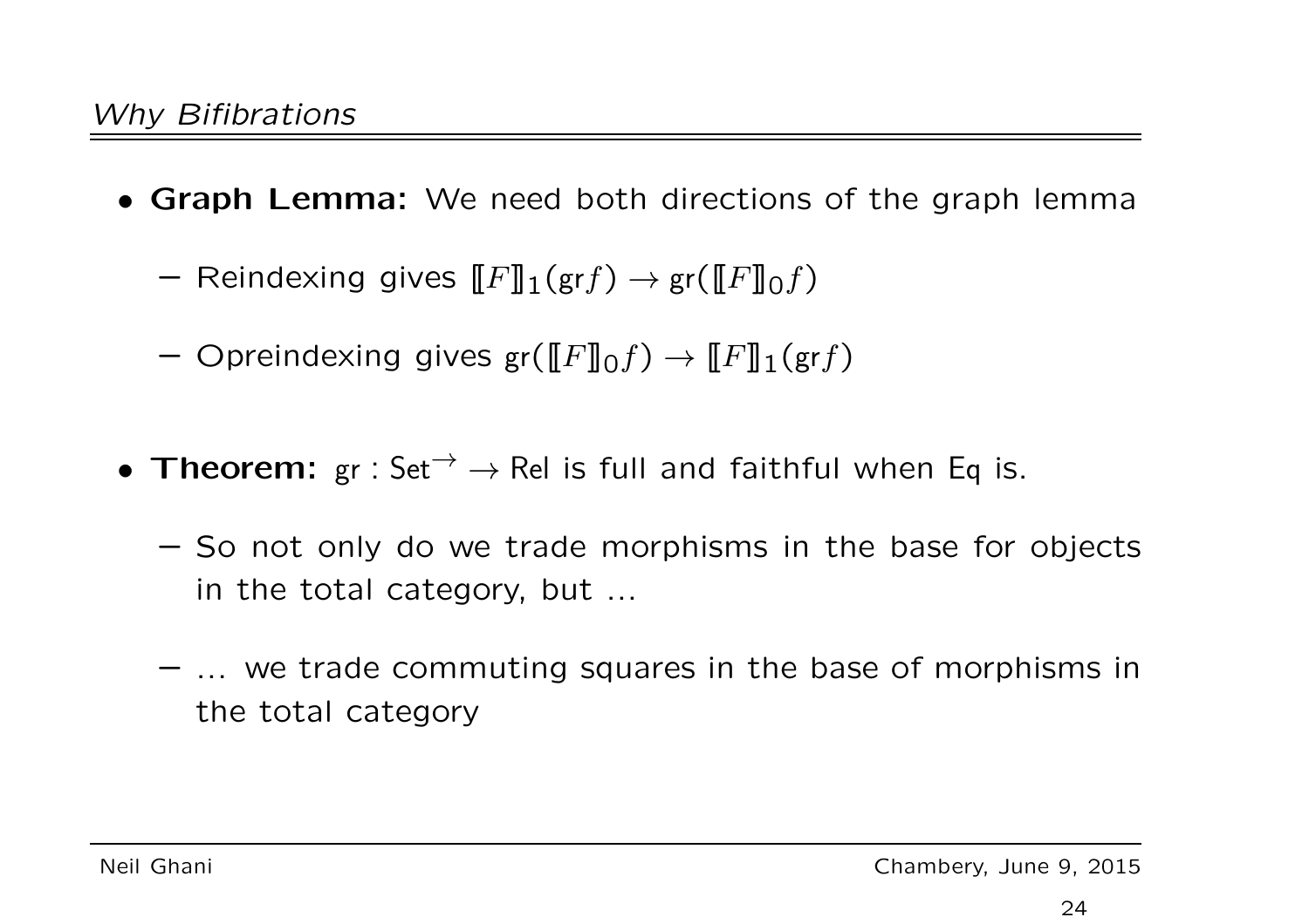## *Why Bifibrations*

- **Graph Lemma:** We need both directions of the graph lemma
  - Reindexing gives $[\![F]\!]_1(\mathsf{gr}f) \to \mathsf{gr}([\![F]\!]_0 f)$
  - Opreindexing gives $\mathsf{gr}([\![F]\!]_0 f) \to [\![F]\!]_1(\mathsf{gr}f)$

- **Theorem:** $\mathsf{gr} : \mathsf{Set}^{\to} \to \mathsf{Rel}$ is full and faithful when $\mathsf{Eq}$ is.
  - So not only do we trade morphisms in the base for objects in the total category, but ...
  - ... we trade commuting squares in the base of morphisms in the total category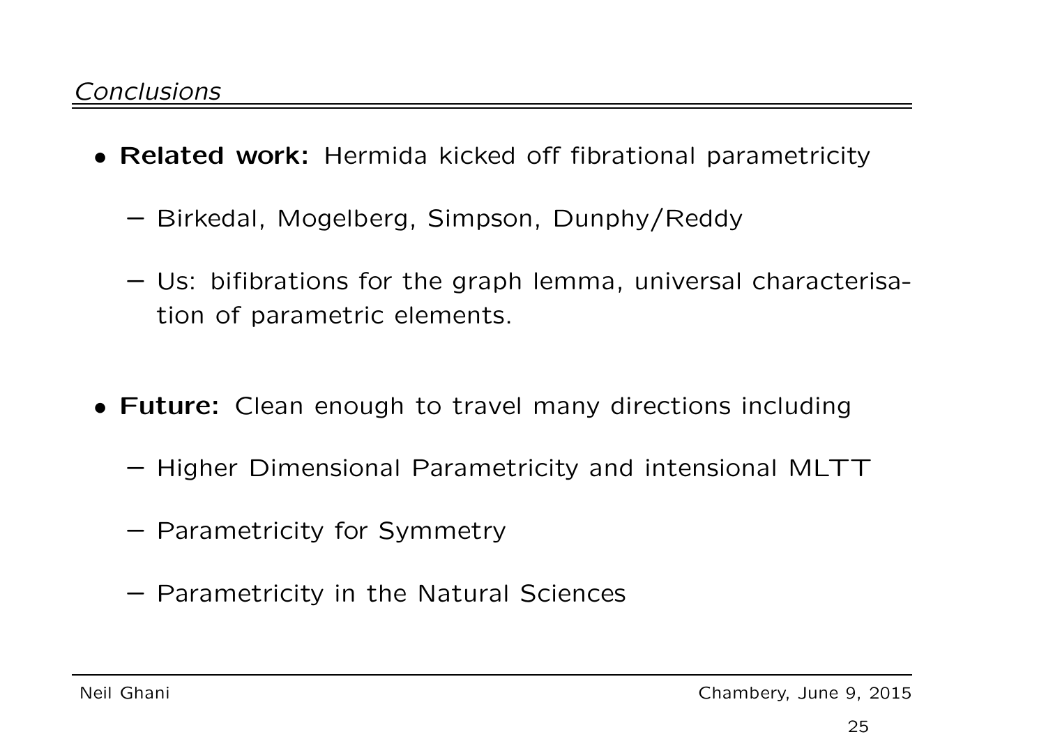## *Conclusions*

- **Related work:** Hermida kicked off fibrational parametricity
  - Birkedal, Mogelberg, Simpson, Dunphy/Reddy
  - Us: bifibrations for the graph lemma, universal characterisation of parametric elements.

- **Future:** Clean enough to travel many directions including
  - Higher Dimensional Parametricity and intensional MLTT
  - Parametricity for Symmetry
  - Parametricity in the Natural Sciences